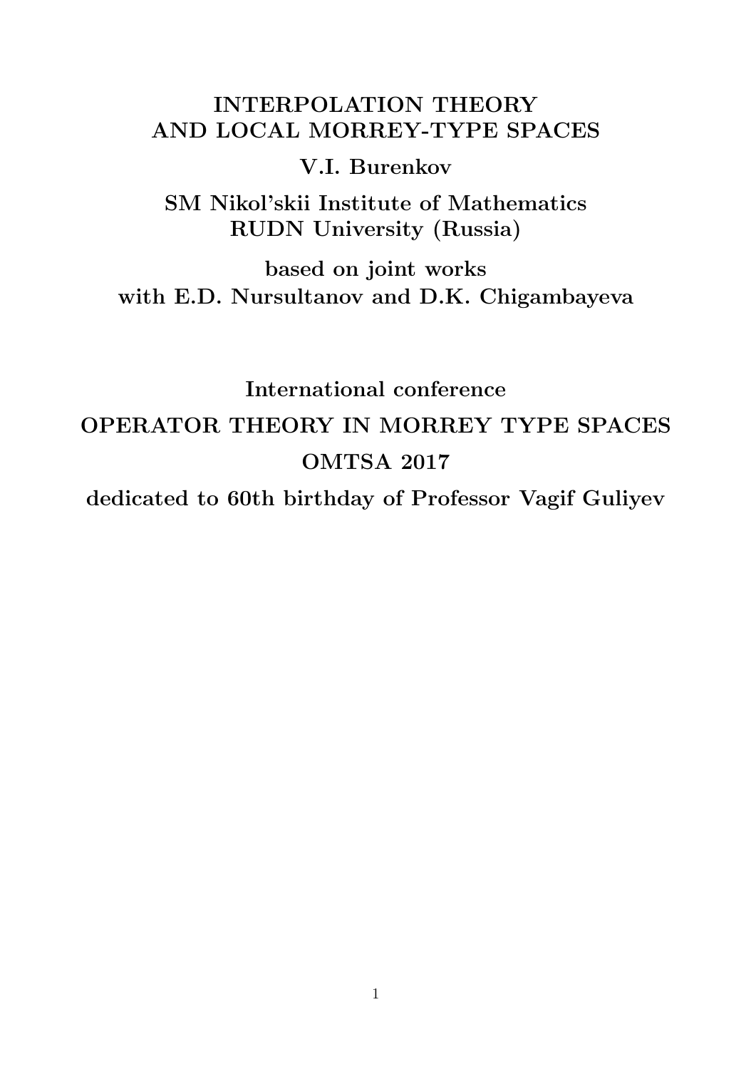# INTERPOLATION THEORY AND LOCAL MORREY-TYPE SPACES

**V.I. Burenkov**

**SM Nikol'skii Institute of Mathematics**
**RUDN University (Russia)**

**based on joint works**
**with E.D. Nursultanov and D.K. Chigambayeva**

**International conference**

**OPERATOR THEORY IN MORREY TYPE SPACES**

**OMTSA 2017**

**dedicated to 60th birthday of Professor Vagif Guliyev**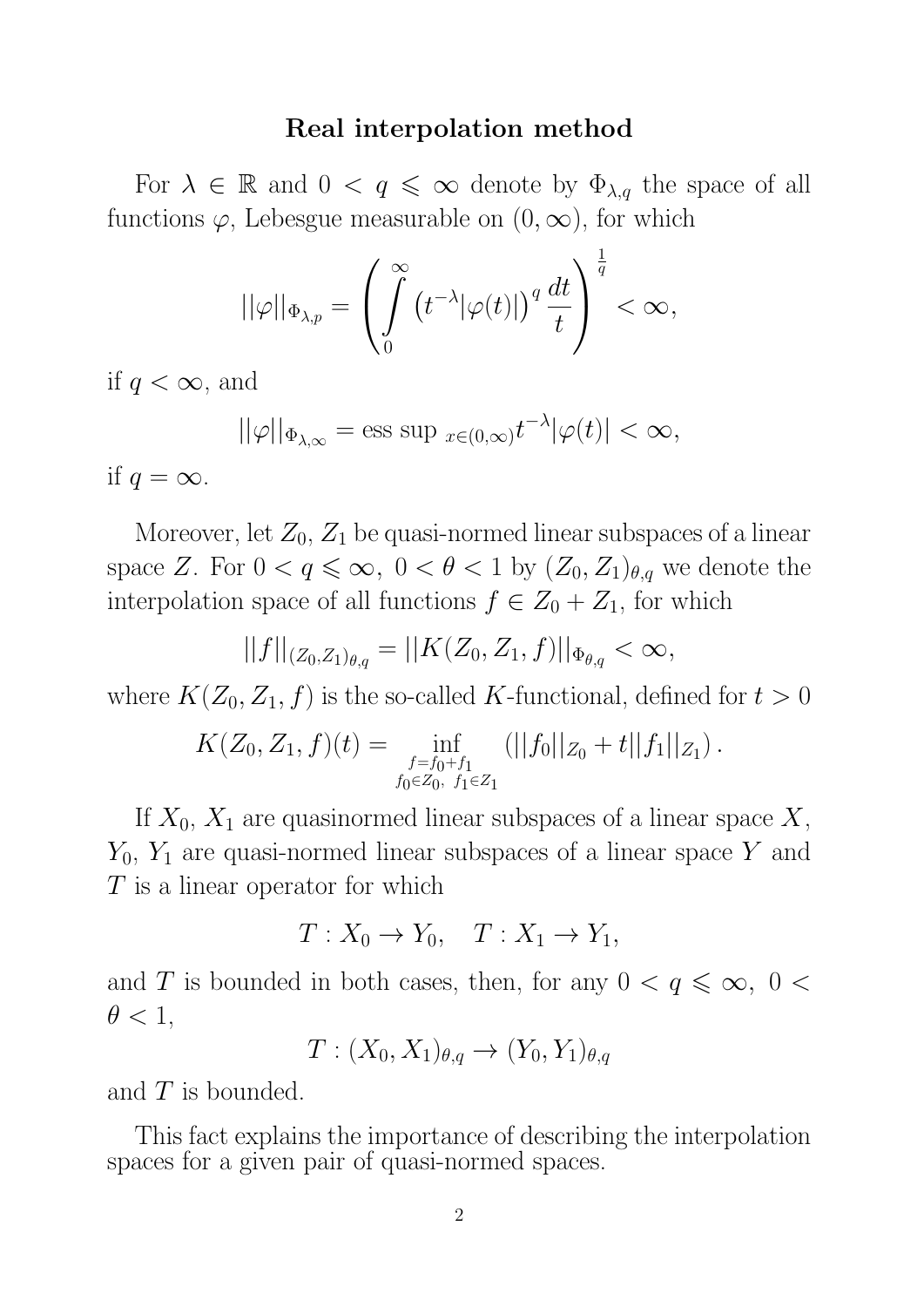## Real interpolation method

For $\lambda \in \mathbb{R}$ and $0 < q \leqslant \infty$ denote by $\Phi_{\lambda,q}$ the space of all functions $\varphi$, Lebesgue measurable on $(0, \infty)$, for which

$$||\varphi||_{\Phi_{\lambda,p}} = \left( \int\limits_0^\infty \left( t^{-\lambda} |\varphi(t)| \right)^q \frac{dt}{t} \right)^{\frac{1}{q}} < \infty,$$

if $q < \infty$, and

$$||\varphi||_{\Phi_{\lambda,\infty}} = \text{ess sup}_{\,x \in (0,\infty)} t^{-\lambda} |\varphi(t)| < \infty,$$

if $q = \infty$.

Moreover, let $Z_0$, $Z_1$ be quasi-normed linear subspaces of a linear space $Z$. For $0 < q \leqslant \infty,\ 0 < \theta < 1$ by $(Z_0, Z_1)_{\theta,q}$ we denote the interpolation space of all functions $f \in Z_0 + Z_1$, for which

$$||f||_{(Z_0,Z_1)_{\theta,q}} = ||K(Z_0, Z_1, f)||_{\Phi_{\theta,q}} < \infty,$$

where $K(Z_0, Z_1, f)$ is the so-called $K$-functional, defined for $t > 0$

$$K(Z_0, Z_1, f)(t) = \inf_{\substack{f = f_0 + f_1 \\ f_0 \in Z_0,\ f_1 \in Z_1}} \left( ||f_0||_{Z_0} + t||f_1||_{Z_1} \right).$$

If $X_0$, $X_1$ are quasinormed linear subspaces of a linear space $X$, $Y_0$, $Y_1$ are quasi-normed linear subspaces of a linear space $Y$ and $T$ is a linear operator for which

$$T : X_0 \to Y_0, \quad T : X_1 \to Y_1,$$

and $T$ is bounded in both cases, then, for any $0 < q \leqslant \infty,\ 0 < \theta < 1$,

$$T : (X_0, X_1)_{\theta,q} \to (Y_0, Y_1)_{\theta,q}$$

and $T$ is bounded.

This fact explains the importance of describing the interpolation spaces for a given pair of quasi-normed spaces.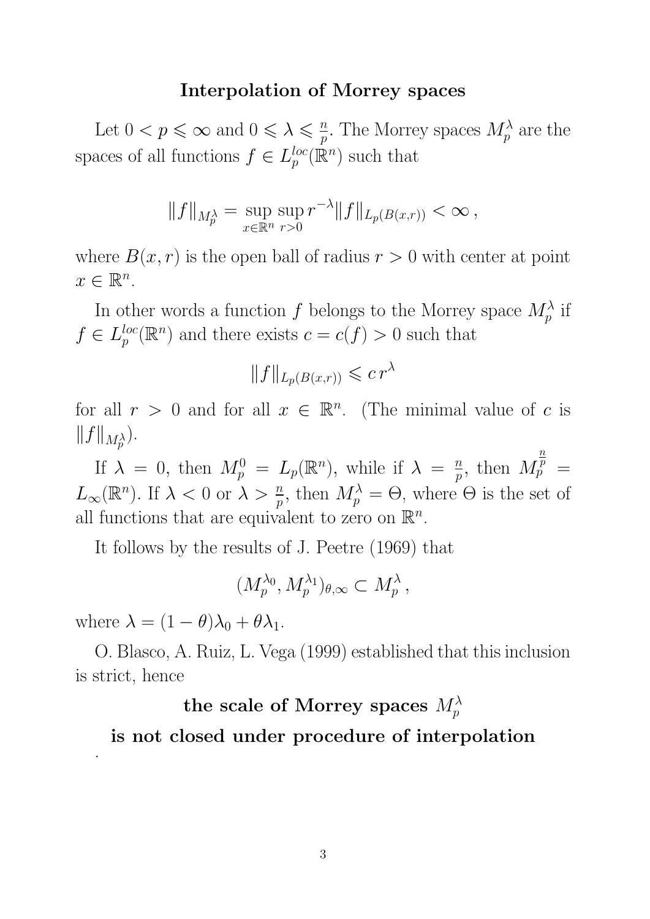## Interpolation of Morrey spaces

Let $0 < p \leqslant \infty$ and $0 \leqslant \lambda \leqslant \frac{n}{p}$. The Morrey spaces $M_p^\lambda$ are the spaces of all functions $f \in L_p^{loc}(\mathbb{R}^n)$ such that

$$\|f\|_{M_p^\lambda} = \sup_{x \in \mathbb{R}^n} \sup_{r>0} r^{-\lambda} \|f\|_{L_p(B(x,r))} < \infty \,,$$

where $B(x,r)$ is the open ball of radius $r > 0$ with center at point $x \in \mathbb{R}^n$.

In other words a function $f$ belongs to the Morrey space $M_p^\lambda$ if $f \in L_p^{loc}(\mathbb{R}^n)$ and there exists $c = c(f) > 0$ such that

$$\|f\|_{L_p(B(x,r))} \leqslant c\, r^\lambda$$

for all $r > 0$ and for all $x \in \mathbb{R}^n$. (The minimal value of $c$ is $\|f\|_{M_p^\lambda}$).

If $\lambda = 0$, then $M_p^0 = L_p(\mathbb{R}^n)$, while if $\lambda = \frac{n}{p}$, then $M_p^{\frac{n}{p}} = L_\infty(\mathbb{R}^n)$. If $\lambda < 0$ or $\lambda > \frac{n}{p}$, then $M_p^\lambda = \Theta$, where $\Theta$ is the set of all functions that are equivalent to zero on $\mathbb{R}^n$.

It follows by the results of J. Peetre (1969) that

$$(M_p^{\lambda_0}, M_p^{\lambda_1})_{\theta,\infty} \subset M_p^\lambda \,,$$

where $\lambda = (1-\theta)\lambda_0 + \theta\lambda_1$.

O. Blasco, A. Ruiz, L. Vega (1999) established that this inclusion is strict, hence

**the scale of Morrey spaces $M_p^\lambda$**

**is not closed under procedure of interpolation**

.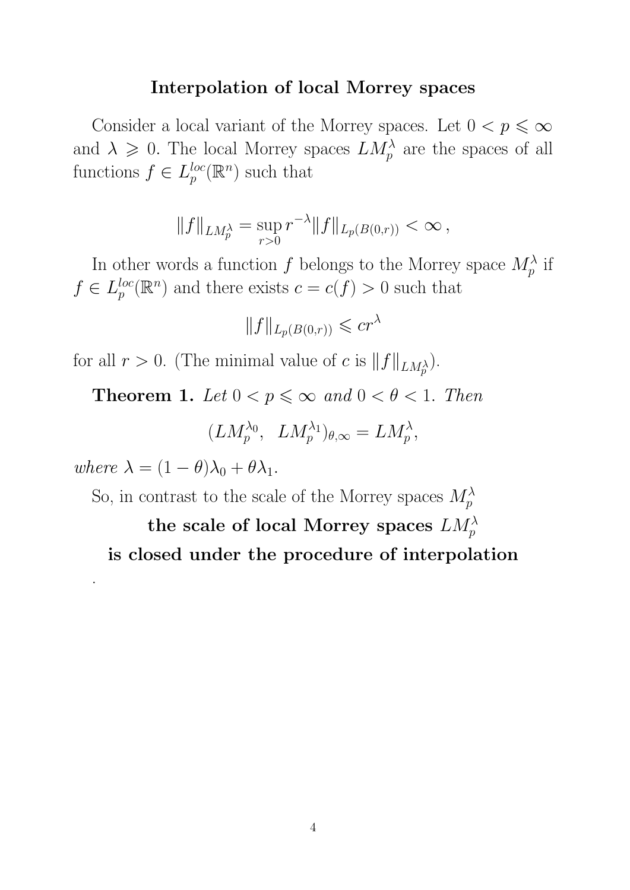## Interpolation of local Morrey spaces

Consider a local variant of the Morrey spaces. Let $0 < p \leqslant \infty$ and $\lambda \geqslant 0$. The local Morrey spaces $LM_p^\lambda$ are the spaces of all functions $f \in L_p^{loc}(\mathbb{R}^n)$ such that

$$\|f\|_{LM_p^\lambda} = \sup_{r>0} r^{-\lambda} \|f\|_{L_p(B(0,r))} < \infty \,,$$

In other words a function $f$ belongs to the Morrey space $M_p^\lambda$ if $f \in L_p^{loc}(\mathbb{R}^n)$ and there exists $c = c(f) > 0$ such that

$$\|f\|_{L_p(B(0,r))} \leqslant c r^\lambda$$

for all $r > 0$. (The minimal value of $c$ is $\|f\|_{LM_p^\lambda}$).

**Theorem 1.** *Let $0 < p \leqslant \infty$ and $0 < \theta < 1$. Then*

$$(LM_p^{\lambda_0}, \;\; LM_p^{\lambda_1})_{\theta,\infty} = LM_p^\lambda,$$

*where $\lambda = (1-\theta)\lambda_0 + \theta\lambda_1$.*

So, in contrast to the scale of the Morrey spaces $M_p^\lambda$

**the scale of local Morrey spaces $LM_p^\lambda$**

**is closed under the procedure of interpolation**

.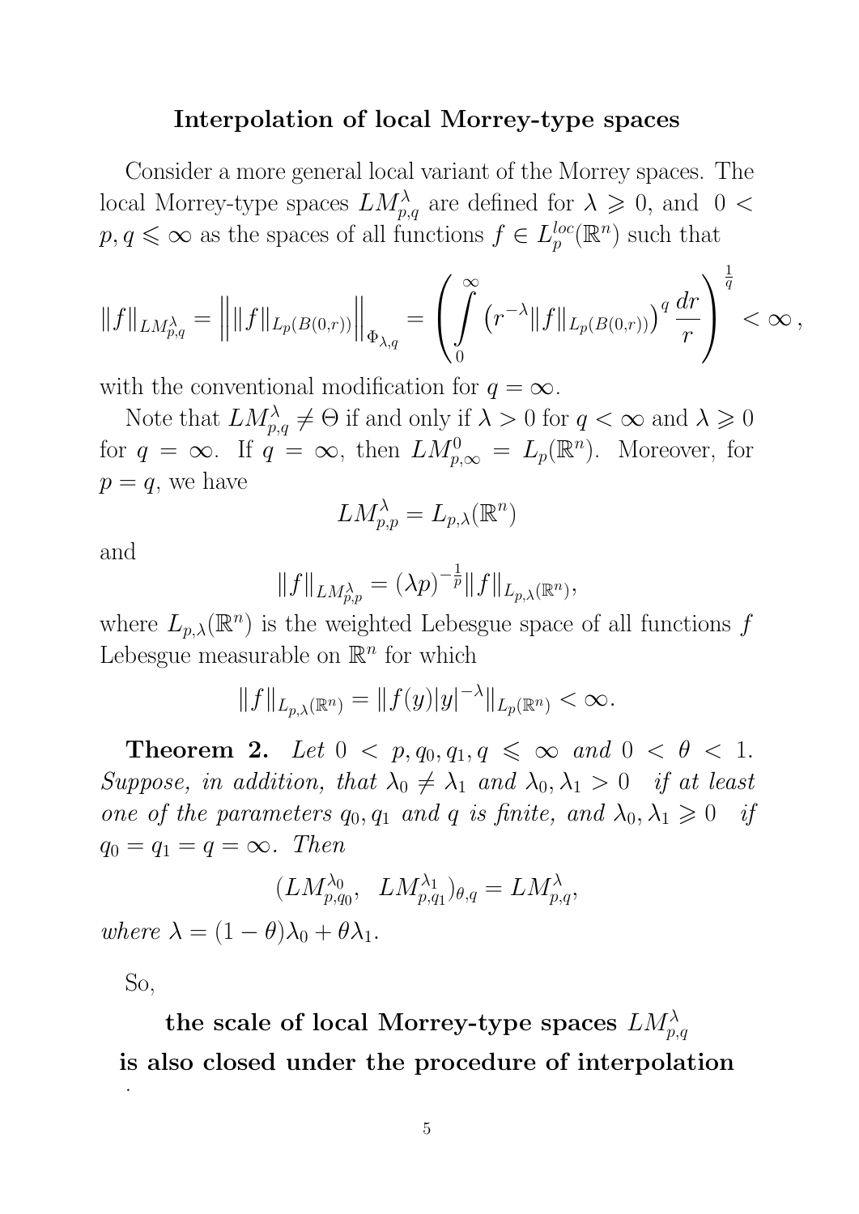### Interpolation of local Morrey-type spaces

Consider a more general local variant of the Morrey spaces. The local Morrey-type spaces $LM^{\lambda}_{p,q}$ are defined for $\lambda \geqslant 0$, and $0 < p, q \leqslant \infty$ as the spaces of all functions $f \in L^{loc}_p(\mathbb{R}^n)$ such that

$$\|f\|_{LM^{\lambda}_{p,q}} = \Big\| \|f\|_{L_p(B(0,r))} \Big\|_{\Phi_{\lambda,q}} = \left( \int_0^{\infty} \left( r^{-\lambda} \|f\|_{L_p(B(0,r))} \right)^q \frac{dr}{r} \right)^{\frac{1}{q}} < \infty \,,$$

with the conventional modification for $q = \infty$.

Note that $LM^{\lambda}_{p,q} \neq \Theta$ if and only if $\lambda > 0$ for $q < \infty$ and $\lambda \geqslant 0$ for $q = \infty$. If $q = \infty$, then $LM^{0}_{p,\infty} = L_p(\mathbb{R}^n)$. Moreover, for $p = q$, we have

$$LM^{\lambda}_{p,p} = L_{p,\lambda}(\mathbb{R}^n)$$

and

$$\|f\|_{LM^{\lambda}_{p,p}} = (\lambda p)^{-\frac{1}{p}} \|f\|_{L_{p,\lambda}(\mathbb{R}^n)},$$

where $L_{p,\lambda}(\mathbb{R}^n)$ is the weighted Lebesgue space of all functions $f$ Lebesgue measurable on $\mathbb{R}^n$ for which

$$\|f\|_{L_{p,\lambda}(\mathbb{R}^n)} = \|f(y)|y|^{-\lambda}\|_{L_p(\mathbb{R}^n)} < \infty.$$

**Theorem 2.** *Let $0 < p, q_0, q_1, q \leqslant \infty$ and $0 < \theta < 1$. Suppose, in addition, that $\lambda_0 \neq \lambda_1$ and $\lambda_0, \lambda_1 > 0$ if at least one of the parameters $q_0, q_1$ and $q$ is finite, and $\lambda_0, \lambda_1 \geqslant 0$ if $q_0 = q_1 = q = \infty$. Then*

$$(LM^{\lambda_0}_{p,q_0}, \;\; LM^{\lambda_1}_{p,q_1})_{\theta,q} = LM^{\lambda}_{p,q},$$

*where $\lambda = (1-\theta)\lambda_0 + \theta\lambda_1$.*

So,

**the scale of local Morrey-type spaces $LM^{\lambda}_{p,q}$ is also closed under the procedure of interpolation**

.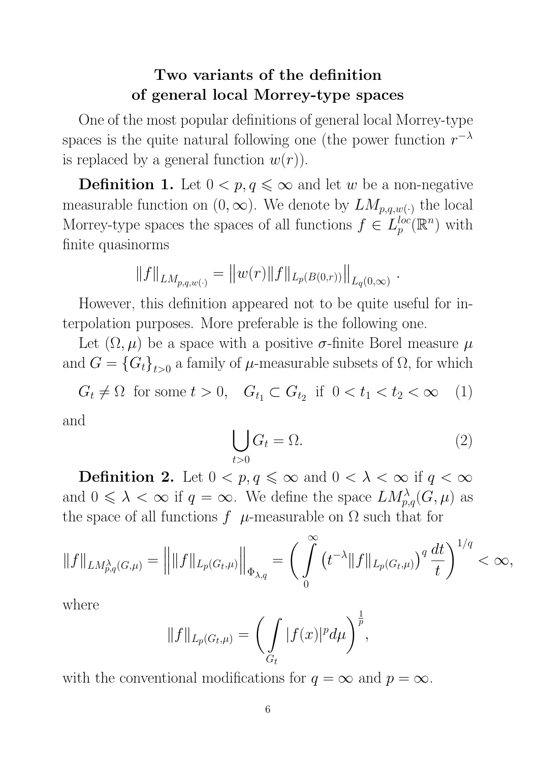## Two variants of the definition of general local Morrey-type spaces

One of the most popular definitions of general local Morrey-type spaces is the quite natural following one (the power function $r^{-\lambda}$ is replaced by a general function $w(r)$).

**Definition 1.** Let $0 < p, q \leqslant \infty$ and let $w$ be a non-negative measurable function on $(0, \infty)$. We denote by $LM_{p,q,w(\cdot)}$ the local Morrey-type spaces the spaces of all functions $f \in L_p^{loc}(\mathbb{R}^n)$ with finite quasinorms

$$\|f\|_{LM_{p,q,w(\cdot)}} = \left\| w(r) \|f\|_{L_p(B(0,r))} \right\|_{L_q(0,\infty)} .$$

However, this definition appeared not to be quite useful for interpolation purposes. More preferable is the following one.

Let $(\Omega, \mu)$ be a space with a positive $\sigma$-finite Borel measure $\mu$ and $G = \{G_t\}_{t>0}$ a family of $\mu$-measurable subsets of $\Omega$, for which

$$G_t \neq \Omega \ \text{ for some } t > 0, \quad G_{t_1} \subset G_{t_2} \ \text{ if } \ 0 < t_1 < t_2 < \infty \quad (1)$$

and

$$\bigcup_{t>0} G_t = \Omega. \quad (2)$$

**Definition 2.** Let $0 < p, q \leqslant \infty$ and $0 < \lambda < \infty$ if $q < \infty$ and $0 \leqslant \lambda < \infty$ if $q = \infty$. We define the space $LM_{p,q}^{\lambda}(G, \mu)$ as the space of all functions $f$ $\mu$-measurable on $\Omega$ such that for

$$\|f\|_{LM_{p,q}^{\lambda}(G,\mu)} = \left\| \|f\|_{L_p(G_t,\mu)} \right\|_{\Phi_{\lambda,q}} = \left( \int_0^{\infty} \left( t^{-\lambda} \|f\|_{L_p(G_t,\mu)} \right)^q \frac{dt}{t} \right)^{1/q} < \infty,$$

where

$$\|f\|_{L_p(G_t,\mu)} = \left( \int_{G_t} |f(x)|^p d\mu \right)^{\frac{1}{p}},$$

with the conventional modifications for $q = \infty$ and $p = \infty$.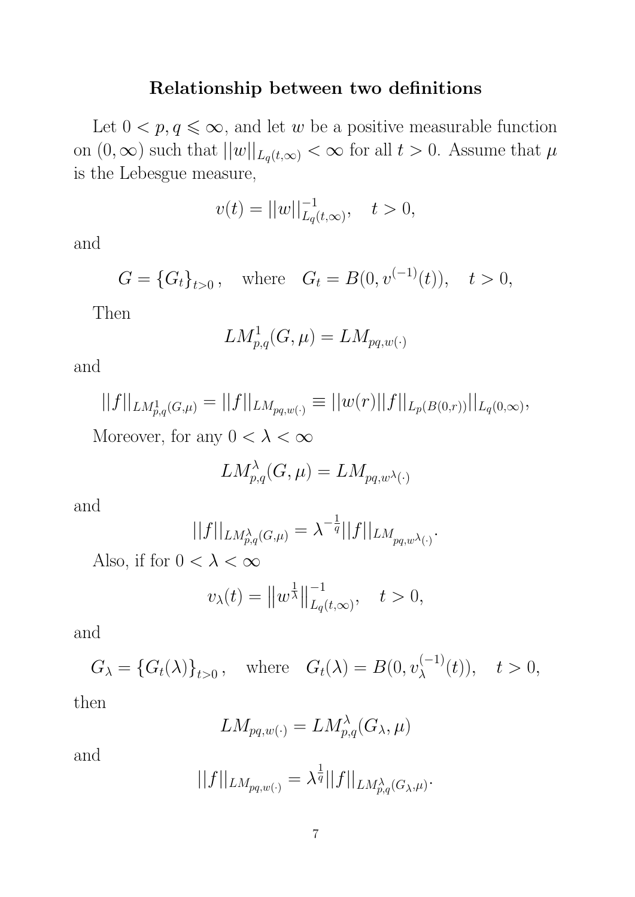**Relationship between two definitions**

Let $0 < p, q \leqslant \infty$, and let $w$ be a positive measurable function on $(0, \infty)$ such that $||w||_{L_q(t,\infty)} < \infty$ for all $t > 0$. Assume that $\mu$ is the Lebesgue measure,

$$v(t) = ||w||^{-1}_{L_q(t,\infty)}, \quad t > 0,$$

and

$$G = \{G_t\}_{t>0}, \quad \text{where} \quad G_t = B(0, v^{(-1)}(t)), \quad t > 0,$$

Then

$$LM^1_{p,q}(G, \mu) = LM_{pq,w(\cdot)}$$

and

$$||f||_{LM^1_{p,q}(G,\mu)} = ||f||_{LM_{pq,w(\cdot)}} \equiv ||w(r)||f||_{L_p(B(0,r))}||_{L_q(0,\infty)},$$

Moreover, for any $0 < \lambda < \infty$

$$LM^\lambda_{p,q}(G, \mu) = LM_{pq,w^\lambda(\cdot)}$$

and

$$||f||_{LM^\lambda_{p,q}(G,\mu)} = \lambda^{-\frac{1}{q}}||f||_{LM_{pq,w^\lambda(\cdot)}}.$$

Also, if for $0 < \lambda < \infty$

$$v_\lambda(t) = \left\|w^{\frac{1}{\lambda}}\right\|^{-1}_{L_q(t,\infty)}, \quad t > 0,$$

and

$$G_\lambda = \{G_t(\lambda)\}_{t>0}, \quad \text{where} \quad G_t(\lambda) = B(0, v_\lambda^{(-1)}(t)), \quad t > 0,$$

then

$$LM_{pq,w(\cdot)} = LM^\lambda_{p,q}(G_\lambda, \mu)$$

and

$$||f||_{LM_{pq,w(\cdot)}} = \lambda^{\frac{1}{q}}||f||_{LM^\lambda_{p,q}(G_\lambda,\mu)}.$$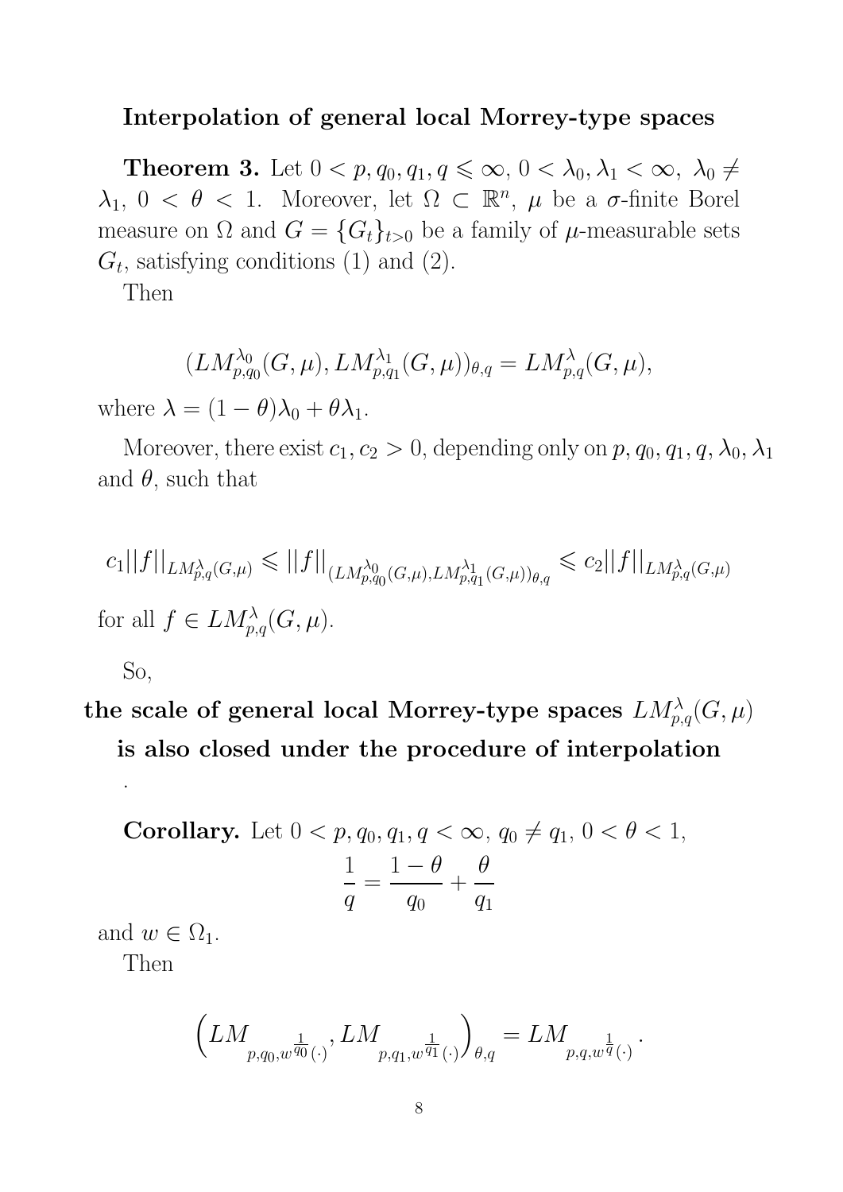**Interpolation of general local Morrey-type spaces**

**Theorem 3.** Let $0 < p, q_0, q_1, q \leqslant \infty$, $0 < \lambda_0, \lambda_1 < \infty$, $\lambda_0 \neq \lambda_1$, $0 < \theta < 1$. Moreover, let $\Omega \subset \mathbb{R}^n$, $\mu$ be a $\sigma$-finite Borel measure on $\Omega$ and $G = \{G_t\}_{t>0}$ be a family of $\mu$-measurable sets $G_t$, satisfying conditions (1) and (2).

Then

$$(LM^{\lambda_0}_{p,q_0}(G, \mu), LM^{\lambda_1}_{p,q_1}(G, \mu))_{\theta,q} = LM^{\lambda}_{p,q}(G, \mu),$$

where $\lambda = (1 - \theta)\lambda_0 + \theta\lambda_1$.

Moreover, there exist $c_1, c_2 > 0$, depending only on $p, q_0, q_1, q, \lambda_0, \lambda_1$ and $\theta$, such that

$$c_1||f||_{LM^{\lambda}_{p,q}(G,\mu)} \leqslant ||f||_{(LM^{\lambda_0}_{p,q_0}(G,\mu), LM^{\lambda_1}_{p,q_1}(G,\mu))_{\theta,q}} \leqslant c_2||f||_{LM^{\lambda}_{p,q}(G,\mu)}$$

for all $f \in LM^{\lambda}_{p,q}(G, \mu)$.

So,

**the scale of general local Morrey-type spaces $LM^{\lambda}_{p,q}(G, \mu)$ is also closed under the procedure of interpolation**

.

**Corollary.** Let $0 < p, q_0, q_1, q < \infty$, $q_0 \neq q_1$, $0 < \theta < 1$,

$$\frac{1}{q} = \frac{1 - \theta}{q_0} + \frac{\theta}{q_1}$$

and $w \in \Omega_1$.

Then

$$\left(LM_{p,q_0,w^{\frac{1}{q_0}}(\cdot)}, LM_{p,q_1,w^{\frac{1}{q_1}}(\cdot)}\right)_{\theta,q} = LM_{p,q,w^{\frac{1}{q}}(\cdot)}.$$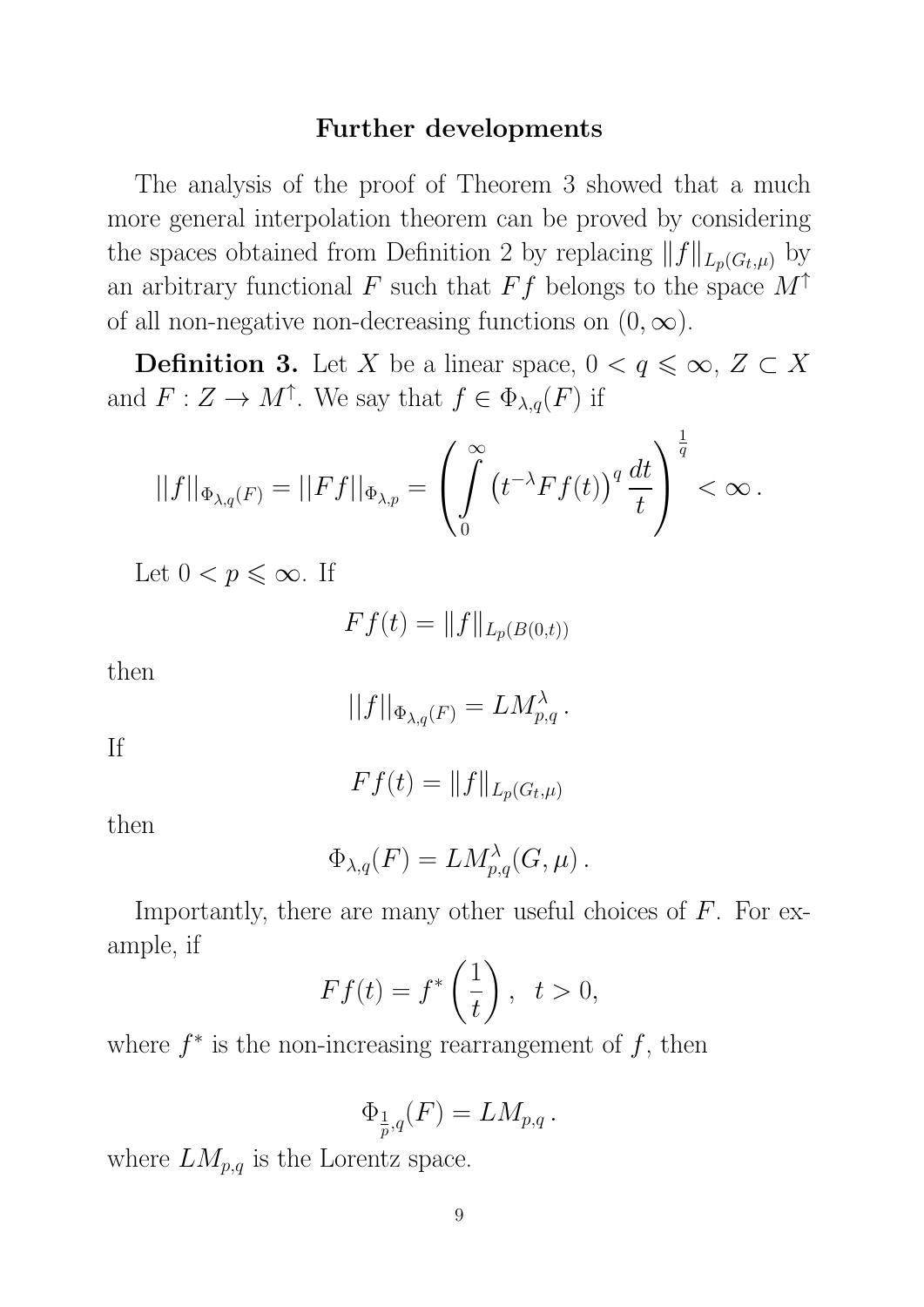## Further developments

The analysis of the proof of Theorem 3 showed that a much more general interpolation theorem can be proved by considering the spaces obtained from Definition 2 by replacing $\|f\|_{L_p(G_t,\mu)}$ by an arbitrary functional $F$ such that $Ff$ belongs to the space $M^{\uparrow}$ of all non-negative non-decreasing functions on $(0,\infty)$.

**Definition 3.** Let $X$ be a linear space, $0 < q \leqslant \infty$, $Z \subset X$ and $F : Z \to M^{\uparrow}$. We say that $f \in \Phi_{\lambda,q}(F)$ if

$$||f||_{\Phi_{\lambda,q}(F)} = ||Ff||_{\Phi_{\lambda,p}} = \left( \int\limits_0^\infty \left(t^{-\lambda} Ff(t)\right)^q \frac{dt}{t} \right)^{\frac{1}{q}} < \infty \, .$$

Let $0 < p \leqslant \infty$. If

$$Ff(t) = \|f\|_{L_p(B(0,t))}$$

then

$$||f||_{\Phi_{\lambda,q}(F)} = LM^{\lambda}_{p,q} \, .$$

If

$$Ff(t) = \|f\|_{L_p(G_t,\mu)}$$

then

$$\Phi_{\lambda,q}(F) = LM^{\lambda}_{p,q}(G,\mu) \, .$$

Importantly, there are many other useful choices of $F$. For example, if

$$Ff(t) = f^*\left(\frac{1}{t}\right), \;\; t > 0,$$

where $f^*$ is the non-increasing rearrangement of $f$, then

$$\Phi_{\frac{1}{p},q}(F) = LM_{p,q} \, .$$

where $LM_{p,q}$ is the Lorentz space.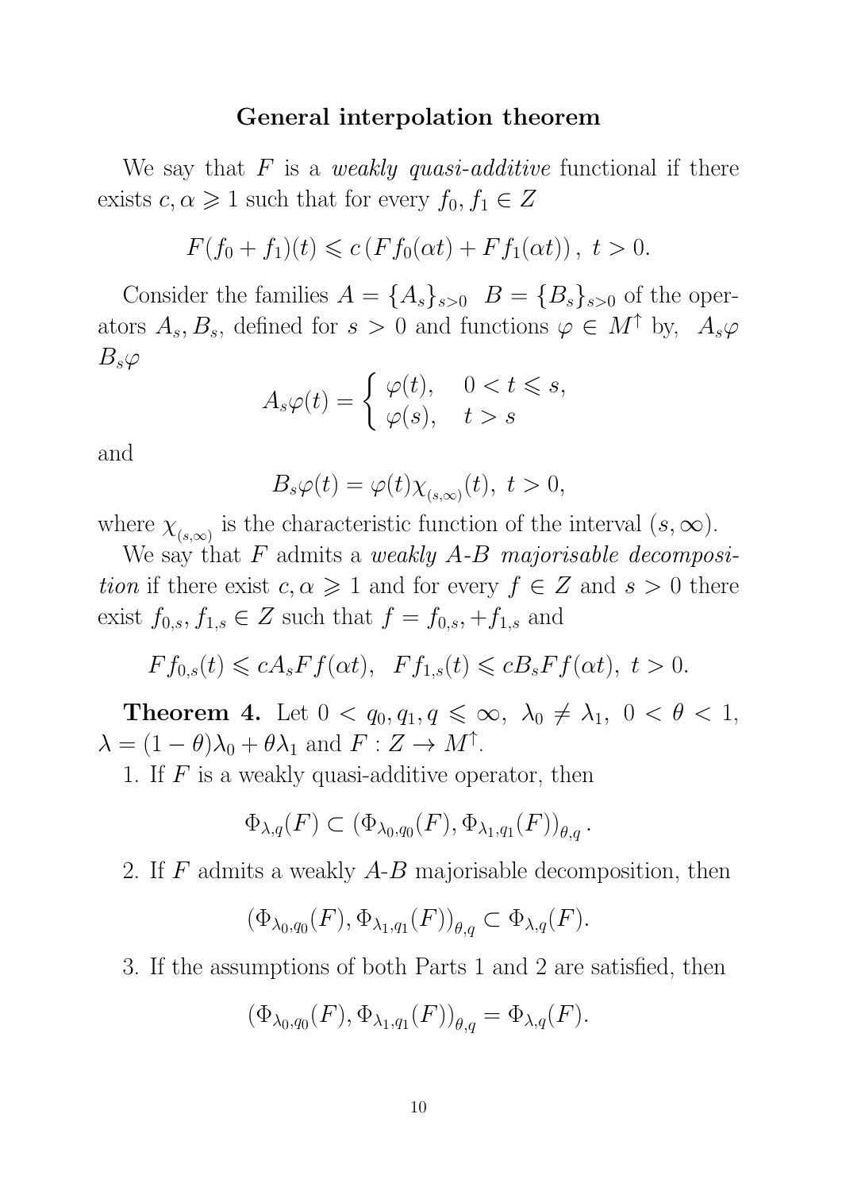### General interpolation theorem

We say that $F$ is a *weakly quasi-additive* functional if there exists $c, \alpha \geqslant 1$ such that for every $f_0, f_1 \in Z$

$$F(f_0 + f_1)(t) \leqslant c\left(Ff_0(\alpha t) + Ff_1(\alpha t)\right),\ t > 0.$$

Consider the families $A = \{A_s\}_{s>0}$ $B = \{B_s\}_{s>0}$ of the operators $A_s, B_s$, defined for $s > 0$ and functions $\varphi \in M^{\uparrow}$ by, $A_s\varphi$ $B_s\varphi$

$$A_s\varphi(t) = \begin{cases} \varphi(t), & 0 < t \leqslant s, \\ \varphi(s), & t > s \end{cases}$$

and

$$B_s\varphi(t) = \varphi(t)\chi_{(s,\infty)}(t),\ t > 0,$$

where $\chi_{(s,\infty)}$ is the characteristic function of the interval $(s, \infty)$.

We say that $F$ admits a *weakly A-B majorisable decomposition* if there exist $c, \alpha \geqslant 1$ and for every $f \in Z$ and $s > 0$ there exist $f_{0,s}, f_{1,s} \in Z$ such that $f = f_{0,s}, + f_{1,s}$ and

$$Ff_{0,s}(t) \leqslant cA_sFf(\alpha t),\ \ Ff_{1,s}(t) \leqslant cB_sFf(\alpha t),\ t > 0.$$

**Theorem 4.** Let $0 < q_0, q_1, q \leqslant \infty,\ \lambda_0 \neq \lambda_1,\ 0 < \theta < 1$, $\lambda = (1-\theta)\lambda_0 + \theta\lambda_1$ and $F : Z \to M^{\uparrow}$.

1. If $F$ is a weakly quasi-additive operator, then

$$\Phi_{\lambda,q}(F) \subset \left(\Phi_{\lambda_0,q_0}(F), \Phi_{\lambda_1,q_1}(F)\right)_{\theta,q}.$$

2. If $F$ admits a weakly $A$-$B$ majorisable decomposition, then

$$\left(\Phi_{\lambda_0,q_0}(F), \Phi_{\lambda_1,q_1}(F)\right)_{\theta,q} \subset \Phi_{\lambda,q}(F).$$

3. If the assumptions of both Parts 1 and 2 are satisfied, then

$$\left(\Phi_{\lambda_0,q_0}(F), \Phi_{\lambda_1,q_1}(F)\right)_{\theta,q} = \Phi_{\lambda,q}(F).$$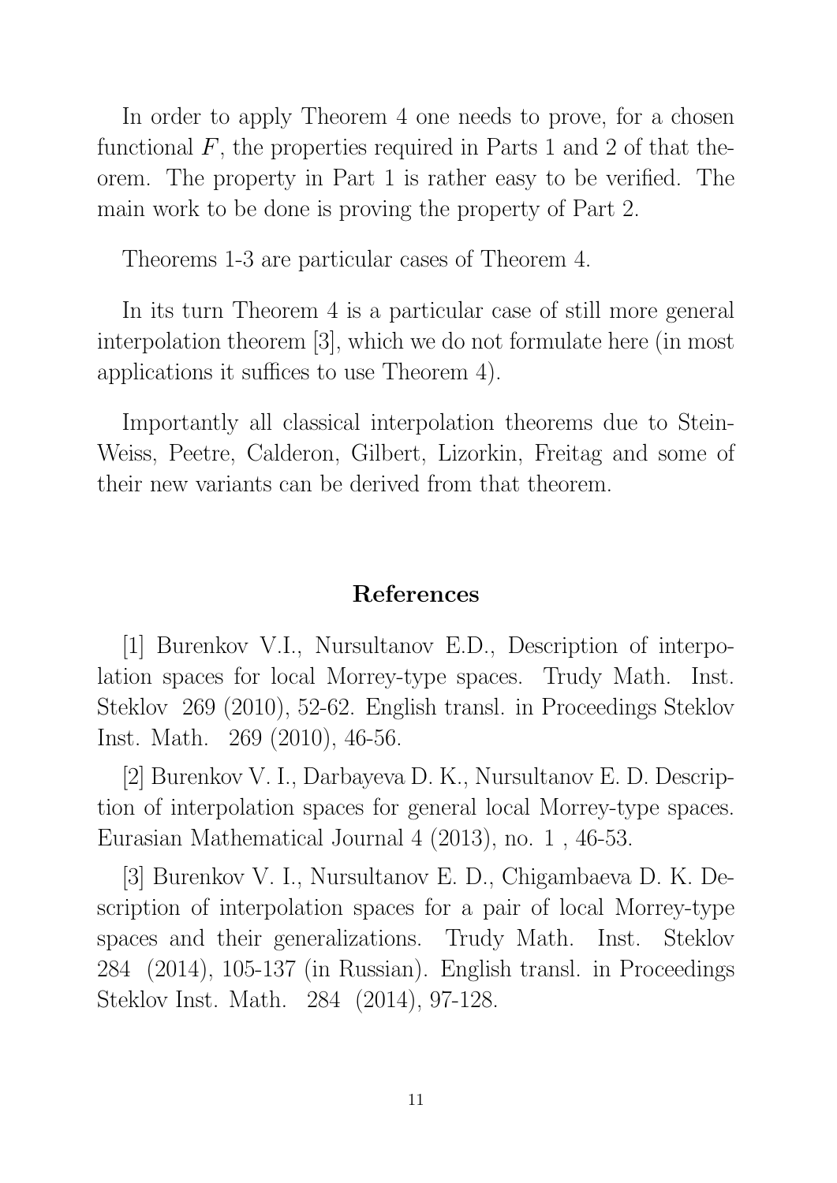In order to apply Theorem 4 one needs to prove, for a chosen functional $F$, the properties required in Parts 1 and 2 of that theorem. The property in Part 1 is rather easy to be verified. The main work to be done is proving the property of Part 2.

Theorems 1-3 are particular cases of Theorem 4.

In its turn Theorem 4 is a particular case of still more general interpolation theorem [3], which we do not formulate here (in most applications it suffices to use Theorem 4).

Importantly all classical interpolation theorems due to Stein-Weiss, Peetre, Calderon, Gilbert, Lizorkin, Freitag and some of their new variants can be derived from that theorem.

## References

[1] Burenkov V.I., Nursultanov E.D., Description of interpolation spaces for local Morrey-type spaces. Trudy Math. Inst. Steklov 269 (2010), 52-62. English transl. in Proceedings Steklov Inst. Math. 269 (2010), 46-56.

[2] Burenkov V. I., Darbayeva D. K., Nursultanov E. D. Description of interpolation spaces for general local Morrey-type spaces. Eurasian Mathematical Journal 4 (2013), no. 1 , 46-53.

[3] Burenkov V. I., Nursultanov E. D., Chigambaeva D. K. Description of interpolation spaces for a pair of local Morrey-type spaces and their generalizations. Trudy Math. Inst. Steklov 284 (2014), 105-137 (in Russian). English transl. in Proceedings Steklov Inst. Math. 284 (2014), 97-128.